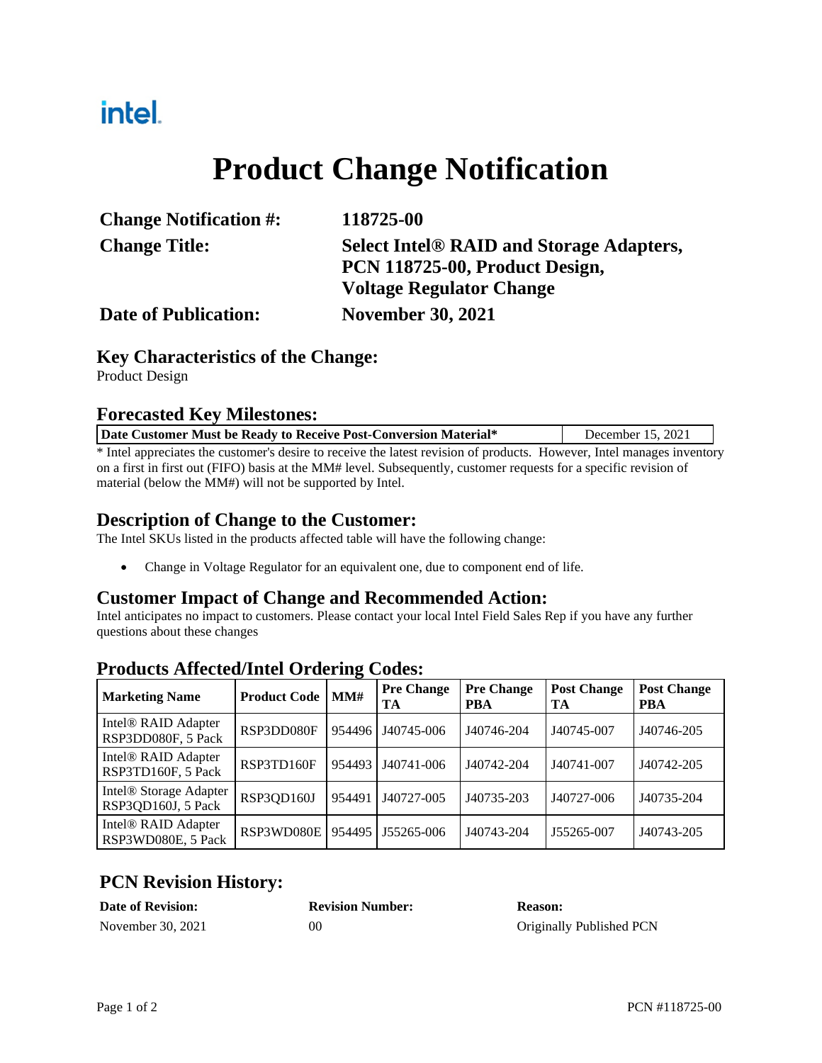intel.

# Product Change Notification

| | |
|---|---|
| **Change Notification #:** | **118725-00** |
| **Change Title:** | **Select Intel® RAID and Storage Adapters, PCN 118725-00, Product Design, Voltage Regulator Change** |
| **Date of Publication:** | **November 30, 2021** |

## Key Characteristics of the Change:

Product Design

## Forecasted Key Milestones:

| **Date Customer Must be Ready to Receive Post-Conversion Material*** | December 15, 2021 |
|---|---|

* Intel appreciates the customer's desire to receive the latest revision of products. However, Intel manages inventory on a first in first out (FIFO) basis at the MM# level. Subsequently, customer requests for a specific revision of material (below the MM#) will not be supported by Intel.

## Description of Change to the Customer:

The Intel SKUs listed in the products affected table will have the following change:

- Change in Voltage Regulator for an equivalent one, due to component end of life.

## Customer Impact of Change and Recommended Action:

Intel anticipates no impact to customers. Please contact your local Intel Field Sales Rep if you have any further questions about these changes

## Products Affected/Intel Ordering Codes:

| Marketing Name | Product Code | MM# | Pre Change TA | Pre Change PBA | Post Change TA | Post Change PBA |
|---|---|---|---|---|---|---|
| Intel® RAID Adapter RSP3DD080F, 5 Pack | RSP3DD080F | 954496 | J40745-006 | J40746-204 | J40745-007 | J40746-205 |
| Intel® RAID Adapter RSP3TD160F, 5 Pack | RSP3TD160F | 954493 | J40741-006 | J40742-204 | J40741-007 | J40742-205 |
| Intel® Storage Adapter RSP3QD160J, 5 Pack | RSP3QD160J | 954491 | J40727-005 | J40735-203 | J40727-006 | J40735-204 |
| Intel® RAID Adapter RSP3WD080E, 5 Pack | RSP3WD080E | 954495 | J55265-006 | J40743-204 | J55265-007 | J40743-205 |

## PCN Revision History:

| Date of Revision: | Revision Number: | Reason: |
|---|---|---|
| November 30, 2021 | 00 | Originally Published PCN |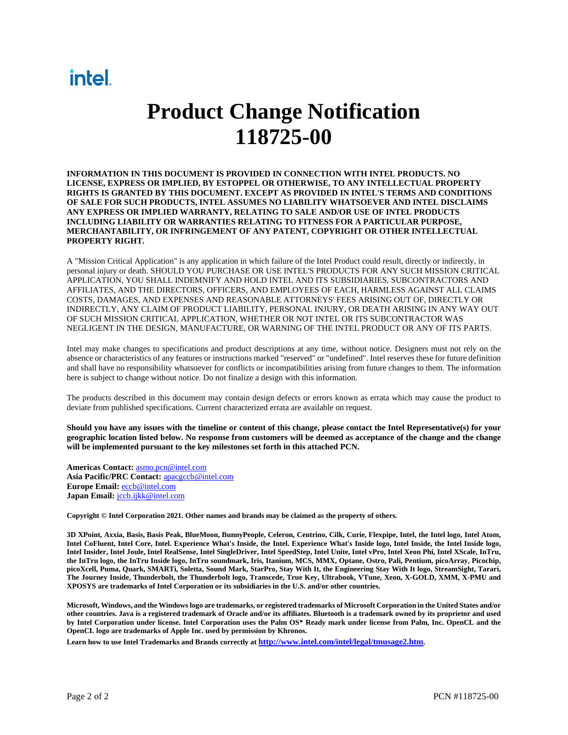intel.

# Product Change Notification 118725-00

**INFORMATION IN THIS DOCUMENT IS PROVIDED IN CONNECTION WITH INTEL PRODUCTS. NO LICENSE, EXPRESS OR IMPLIED, BY ESTOPPEL OR OTHERWISE, TO ANY INTELLECTUAL PROPERTY RIGHTS IS GRANTED BY THIS DOCUMENT. EXCEPT AS PROVIDED IN INTEL'S TERMS AND CONDITIONS OF SALE FOR SUCH PRODUCTS, INTEL ASSUMES NO LIABILITY WHATSOEVER AND INTEL DISCLAIMS ANY EXPRESS OR IMPLIED WARRANTY, RELATING TO SALE AND/OR USE OF INTEL PRODUCTS INCLUDING LIABILITY OR WARRANTIES RELATING TO FITNESS FOR A PARTICULAR PURPOSE, MERCHANTABILITY, OR INFRINGEMENT OF ANY PATENT, COPYRIGHT OR OTHER INTELLECTUAL PROPERTY RIGHT.**

A "Mission Critical Application" is any application in which failure of the Intel Product could result, directly or indirectly, in personal injury or death. SHOULD YOU PURCHASE OR USE INTEL'S PRODUCTS FOR ANY SUCH MISSION CRITICAL APPLICATION, YOU SHALL INDEMNIFY AND HOLD INTEL AND ITS SUBSIDIARIES, SUBCONTRACTORS AND AFFILIATES, AND THE DIRECTORS, OFFICERS, AND EMPLOYEES OF EACH, HARMLESS AGAINST ALL CLAIMS COSTS, DAMAGES, AND EXPENSES AND REASONABLE ATTORNEYS' FEES ARISING OUT OF, DIRECTLY OR INDIRECTLY, ANY CLAIM OF PRODUCT LIABILITY, PERSONAL INJURY, OR DEATH ARISING IN ANY WAY OUT OF SUCH MISSION CRITICAL APPLICATION, WHETHER OR NOT INTEL OR ITS SUBCONTRACTOR WAS NEGLIGENT IN THE DESIGN, MANUFACTURE, OR WARNING OF THE INTEL PRODUCT OR ANY OF ITS PARTS.

Intel may make changes to specifications and product descriptions at any time, without notice. Designers must not rely on the absence or characteristics of any features or instructions marked "reserved" or "undefined". Intel reserves these for future definition and shall have no responsibility whatsoever for conflicts or incompatibilities arising from future changes to them. The information here is subject to change without notice. Do not finalize a design with this information.

The products described in this document may contain design defects or errors known as errata which may cause the product to deviate from published specifications. Current characterized errata are available on request.

**Should you have any issues with the timeline or content of this change, please contact the Intel Representative(s) for your geographic location listed below. No response from customers will be deemed as acceptance of the change and the change will be implemented pursuant to the key milestones set forth in this attached PCN.**

**Americas Contact:** asmo.pcn@intel.com
**Asia Pacific/PRC Contact:** apacgccb@intel.com
**Europe Email:** eccb@intel.com
**Japan Email:** jccb.ijkk@intel.com

**Copyright © Intel Corporation 2021. Other names and brands may be claimed as the property of others.**

**3D XPoint, Axxia, Basis, Basis Peak, BlueMoon, BunnyPeople, Celeron, Centrino, Cilk, Curie, Flexpipe, Intel, the Intel logo, Intel Atom, Intel CoFluent, Intel Core, Intel. Experience What's Inside, the Intel. Experience What's Inside logo, Intel Inside, the Intel Inside logo, Intel Insider, Intel Joule, Intel RealSense, Intel SingleDriver, Intel SpeedStep, Intel Unite, Intel vPro, Intel Xeon Phi, Intel XScale, InTru, the InTru logo, the InTru Inside logo, InTru soundmark, Iris, Itanium, MCS, MMX, Optane, Ostro, Pali, Pentium, picoArray, Picochip, picoXcell, Puma, Quark, SMARTi, Soletta, Sound Mark, StarPro, Stay With It, the Engineering Stay With It logo, StreamSight, Tarari, The Journey Inside, Thunderbolt, the Thunderbolt logo, Transcede, True Key, Ultrabook, VTune, Xeon, X-GOLD, XMM, X-PMU and XPOSYS are trademarks of Intel Corporation or its subsidiaries in the U.S. and/or other countries.**

**Microsoft, Windows, and the Windows logo are trademarks, or registered trademarks of Microsoft Corporation in the United States and/or other countries. Java is a registered trademark of Oracle and/or its affiliates. Bluetooth is a trademark owned by its proprietor and used by Intel Corporation under license. Intel Corporation uses the Palm OS* Ready mark under license from Palm, Inc. OpenCL and the OpenCL logo are trademarks of Apple Inc. used by permission by Khronos.**

**Learn how to use Intel Trademarks and Brands correctly at http://www.intel.com/intel/legal/tmusage2.htm.**